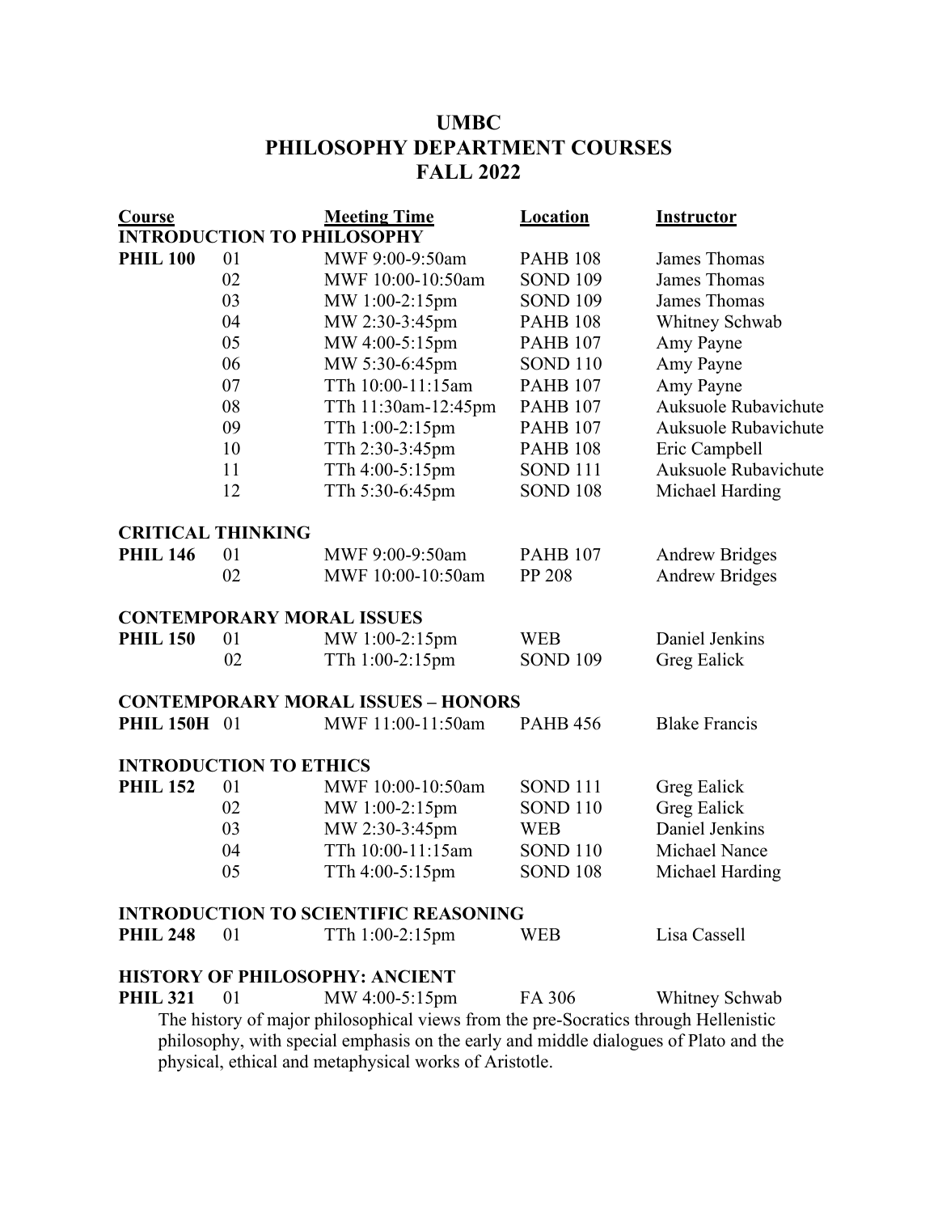# UMBC
# PHILOSOPHY DEPARTMENT COURSES
# FALL 2022

| Course | | Meeting Time | Location | Instructor |
|---|---|---|---|---|
| **INTRODUCTION TO PHILOSOPHY** | | | | |
| **PHIL 100** | 01 | MWF 9:00-9:50am | PAHB 108 | James Thomas |
| | 02 | MWF 10:00-10:50am | SOND 109 | James Thomas |
| | 03 | MW 1:00-2:15pm | SOND 109 | James Thomas |
| | 04 | MW 2:30-3:45pm | PAHB 108 | Whitney Schwab |
| | 05 | MW 4:00-5:15pm | PAHB 107 | Amy Payne |
| | 06 | MW 5:30-6:45pm | SOND 110 | Amy Payne |
| | 07 | TTh 10:00-11:15am | PAHB 107 | Amy Payne |
| | 08 | TTh 11:30am-12:45pm | PAHB 107 | Auksuole Rubavichute |
| | 09 | TTh 1:00-2:15pm | PAHB 107 | Auksuole Rubavichute |
| | 10 | TTh 2:30-3:45pm | PAHB 108 | Eric Campbell |
| | 11 | TTh 4:00-5:15pm | SOND 111 | Auksuole Rubavichute |
| | 12 | TTh 5:30-6:45pm | SOND 108 | Michael Harding |
| **CRITICAL THINKING** | | | | |
| **PHIL 146** | 01 | MWF 9:00-9:50am | PAHB 107 | Andrew Bridges |
| | 02 | MWF 10:00-10:50am | PP 208 | Andrew Bridges |
| **CONTEMPORARY MORAL ISSUES** | | | | |
| **PHIL 150** | 01 | MW 1:00-2:15pm | WEB | Daniel Jenkins |
| | 02 | TTh 1:00-2:15pm | SOND 109 | Greg Ealick |
| **CONTEMPORARY MORAL ISSUES – HONORS** | | | | |
| **PHIL 150H** | 01 | MWF 11:00-11:50am | PAHB 456 | Blake Francis |
| **INTRODUCTION TO ETHICS** | | | | |
| **PHIL 152** | 01 | MWF 10:00-10:50am | SOND 111 | Greg Ealick |
| | 02 | MW 1:00-2:15pm | SOND 110 | Greg Ealick |
| | 03 | MW 2:30-3:45pm | WEB | Daniel Jenkins |
| | 04 | TTh 10:00-11:15am | SOND 110 | Michael Nance |
| | 05 | TTh 4:00-5:15pm | SOND 108 | Michael Harding |
| **INTRODUCTION TO SCIENTIFIC REASONING** | | | | |
| **PHIL 248** | 01 | TTh 1:00-2:15pm | WEB | Lisa Cassell |
| **HISTORY OF PHILOSOPHY: ANCIENT** | | | | |
| **PHIL 321** | 01 | MW 4:00-5:15pm | FA 306 | Whitney Schwab |

The history of major philosophical views from the pre-Socratics through Hellenistic philosophy, with special emphasis on the early and middle dialogues of Plato and the physical, ethical and metaphysical works of Aristotle.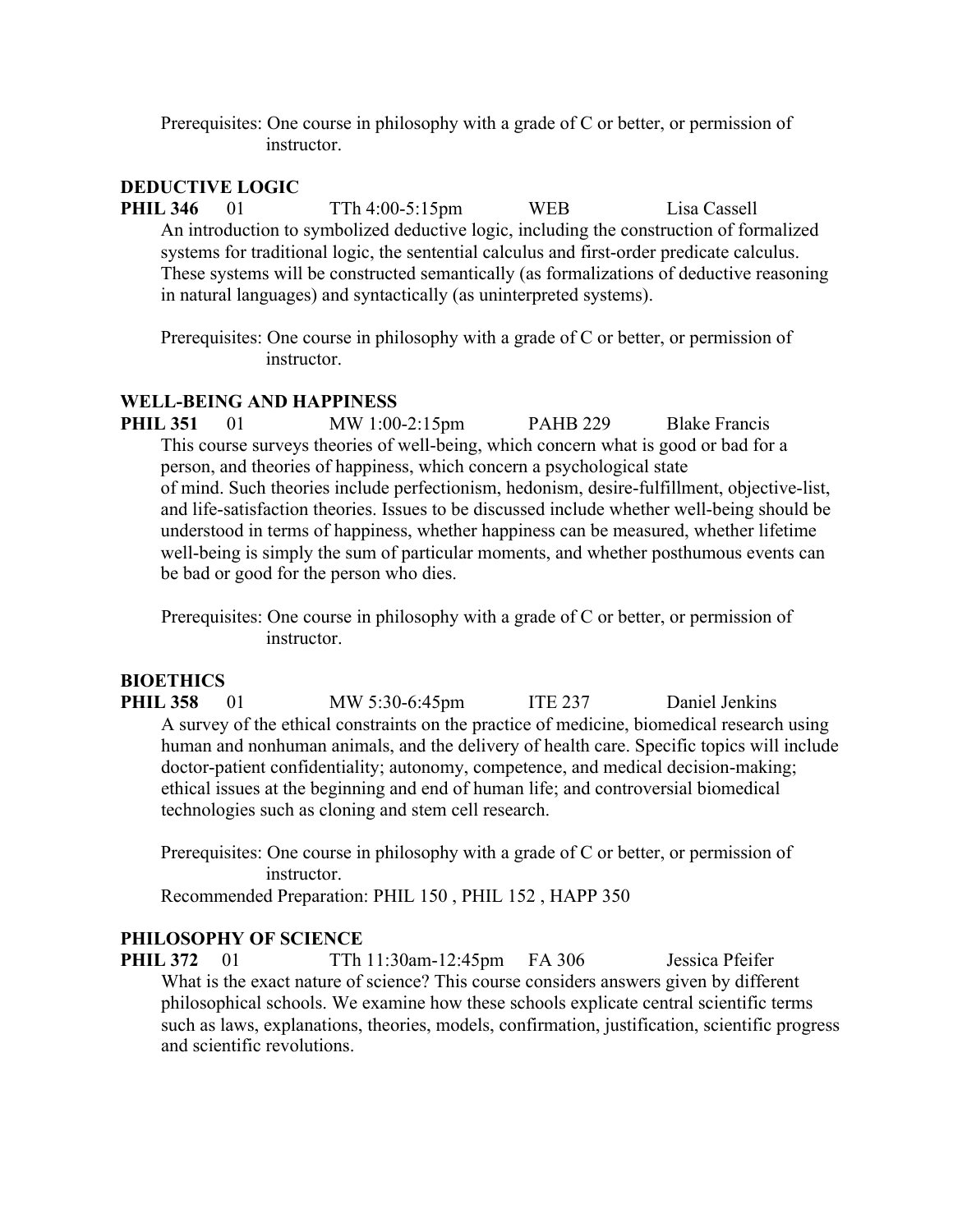Prerequisites: One course in philosophy with a grade of C or better, or permission of instructor.

### DEDUCTIVE LOGIC

**PHIL 346** 01 TTh 4:00-5:15pm WEB Lisa Cassell

An introduction to symbolized deductive logic, including the construction of formalized systems for traditional logic, the sentential calculus and first-order predicate calculus. These systems will be constructed semantically (as formalizations of deductive reasoning in natural languages) and syntactically (as uninterpreted systems).

Prerequisites: One course in philosophy with a grade of C or better, or permission of instructor.

### WELL-BEING AND HAPPINESS

**PHIL 351** 01 MW 1:00-2:15pm PAHB 229 Blake Francis

This course surveys theories of well-being, which concern what is good or bad for a person, and theories of happiness, which concern a psychological state of mind. Such theories include perfectionism, hedonism, desire-fulfillment, objective-list, and life-satisfaction theories. Issues to be discussed include whether well-being should be understood in terms of happiness, whether happiness can be measured, whether lifetime well-being is simply the sum of particular moments, and whether posthumous events can be bad or good for the person who dies.

Prerequisites: One course in philosophy with a grade of C or better, or permission of instructor.

### BIOETHICS

**PHIL 358** 01 MW 5:30-6:45pm ITE 237 Daniel Jenkins

A survey of the ethical constraints on the practice of medicine, biomedical research using human and nonhuman animals, and the delivery of health care. Specific topics will include doctor-patient confidentiality; autonomy, competence, and medical decision-making; ethical issues at the beginning and end of human life; and controversial biomedical technologies such as cloning and stem cell research.

Prerequisites: One course in philosophy with a grade of C or better, or permission of instructor.
Recommended Preparation: PHIL 150 , PHIL 152 , HAPP 350

### PHILOSOPHY OF SCIENCE

**PHIL 372** 01 TTh 11:30am-12:45pm FA 306 Jessica Pfeifer

What is the exact nature of science? This course considers answers given by different philosophical schools. We examine how these schools explicate central scientific terms such as laws, explanations, theories, models, confirmation, justification, scientific progress and scientific revolutions.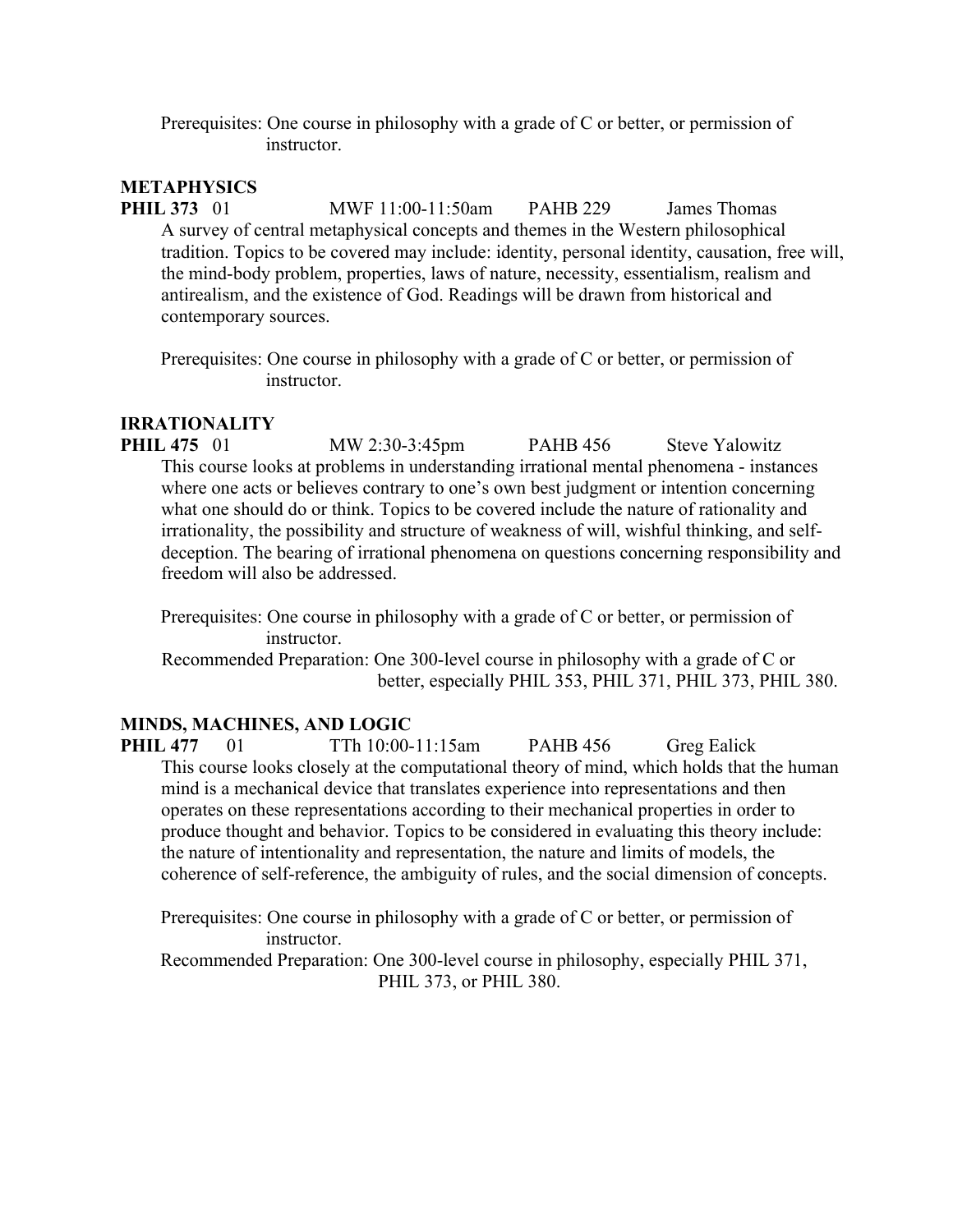Prerequisites: One course in philosophy with a grade of C or better, or permission of instructor.

## METAPHYSICS

**PHIL 373** 01 MWF 11:00-11:50am PAHB 229 James Thomas

A survey of central metaphysical concepts and themes in the Western philosophical tradition. Topics to be covered may include: identity, personal identity, causation, free will, the mind-body problem, properties, laws of nature, necessity, essentialism, realism and antirealism, and the existence of God. Readings will be drawn from historical and contemporary sources.

Prerequisites: One course in philosophy with a grade of C or better, or permission of instructor.

## IRRATIONALITY

**PHIL 475** 01 MW 2:30-3:45pm PAHB 456 Steve Yalowitz

This course looks at problems in understanding irrational mental phenomena - instances where one acts or believes contrary to one's own best judgment or intention concerning what one should do or think. Topics to be covered include the nature of rationality and irrationality, the possibility and structure of weakness of will, wishful thinking, and self-deception. The bearing of irrational phenomena on questions concerning responsibility and freedom will also be addressed.

Prerequisites: One course in philosophy with a grade of C or better, or permission of instructor.

Recommended Preparation: One 300-level course in philosophy with a grade of C or better, especially PHIL 353, PHIL 371, PHIL 373, PHIL 380.

## MINDS, MACHINES, AND LOGIC

**PHIL 477** 01 TTh 10:00-11:15am PAHB 456 Greg Ealick

This course looks closely at the computational theory of mind, which holds that the human mind is a mechanical device that translates experience into representations and then operates on these representations according to their mechanical properties in order to produce thought and behavior. Topics to be considered in evaluating this theory include: the nature of intentionality and representation, the nature and limits of models, the coherence of self-reference, the ambiguity of rules, and the social dimension of concepts.

Prerequisites: One course in philosophy with a grade of C or better, or permission of instructor.

Recommended Preparation: One 300-level course in philosophy, especially PHIL 371, PHIL 373, or PHIL 380.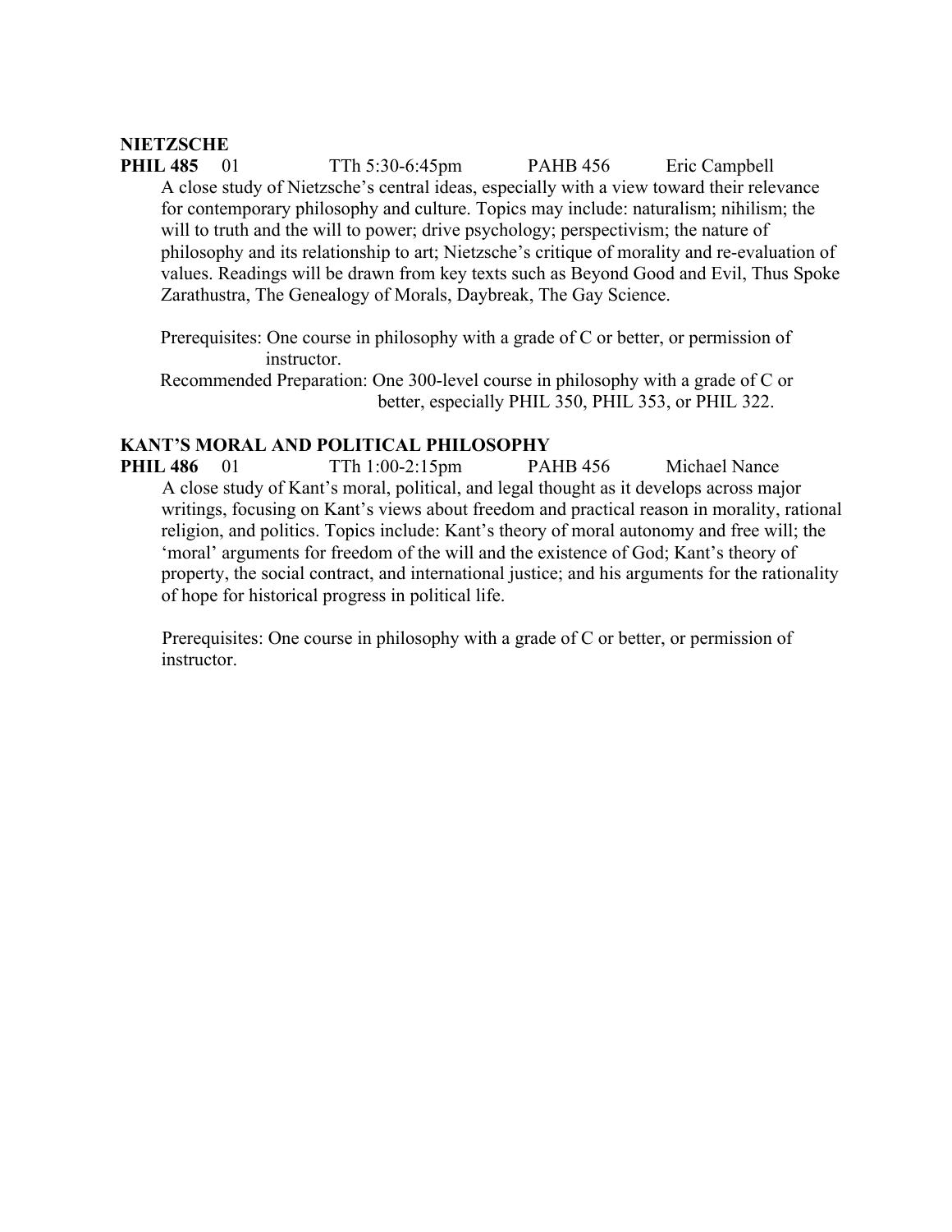**NIETZSCHE**

**PHIL 485** 01 TTh 5:30-6:45pm PAHB 456 Eric Campbell

A close study of Nietzsche's central ideas, especially with a view toward their relevance for contemporary philosophy and culture. Topics may include: naturalism; nihilism; the will to truth and the will to power; drive psychology; perspectivism; the nature of philosophy and its relationship to art; Nietzsche's critique of morality and re-evaluation of values. Readings will be drawn from key texts such as Beyond Good and Evil, Thus Spoke Zarathustra, The Genealogy of Morals, Daybreak, The Gay Science.

Prerequisites: One course in philosophy with a grade of C or better, or permission of instructor.

Recommended Preparation: One 300-level course in philosophy with a grade of C or better, especially PHIL 350, PHIL 353, or PHIL 322.

**KANT'S MORAL AND POLITICAL PHILOSOPHY**

**PHIL 486** 01 TTh 1:00-2:15pm PAHB 456 Michael Nance

A close study of Kant's moral, political, and legal thought as it develops across major writings, focusing on Kant's views about freedom and practical reason in morality, rational religion, and politics. Topics include: Kant's theory of moral autonomy and free will; the 'moral' arguments for freedom of the will and the existence of God; Kant's theory of property, the social contract, and international justice; and his arguments for the rationality of hope for historical progress in political life.

Prerequisites: One course in philosophy with a grade of C or better, or permission of instructor.